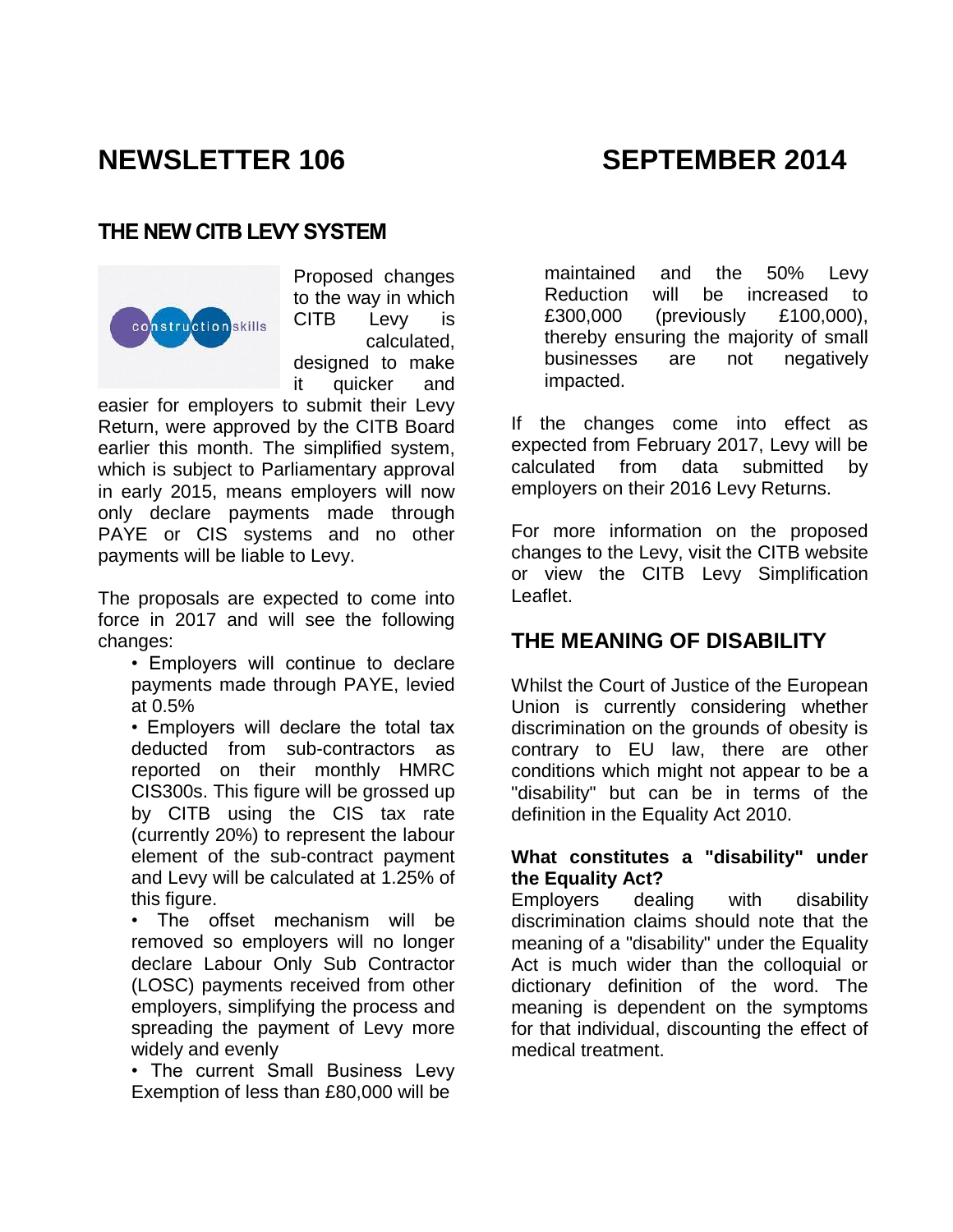# NEWSLETTER 106 SEPTEMBER 2014

## THE NEW CITB LEVY SYSTEM

Proposed changes to the way in which CITB Levy is calculated, designed to make it quicker and easier for employers to submit their Levy Return, were approved by the CITB Board earlier this month. The simplified system, which is subject to Parliamentary approval in early 2015, means employers will now only declare payments made through PAYE or CIS systems and no other payments will be liable to Levy.

The proposals are expected to come into force in 2017 and will see the following changes:

- Employers will continue to declare payments made through PAYE, levied at 0.5%
- Employers will declare the total tax deducted from sub-contractors as reported on their monthly HMRC CIS300s. This figure will be grossed up by CITB using the CIS tax rate (currently 20%) to represent the labour element of the sub-contract payment and Levy will be calculated at 1.25% of this figure.
- The offset mechanism will be removed so employers will no longer declare Labour Only Sub Contractor (LOSC) payments received from other employers, simplifying the process and spreading the payment of Levy more widely and evenly
- The current Small Business Levy Exemption of less than £80,000 will be maintained and the 50% Levy Reduction will be increased to £300,000 (previously £100,000), thereby ensuring the majority of small businesses are not negatively impacted.

If the changes come into effect as expected from February 2017, Levy will be calculated from data submitted by employers on their 2016 Levy Returns.

For more information on the proposed changes to the Levy, visit the CITB website or view the CITB Levy Simplification Leaflet.

## THE MEANING OF DISABILITY

Whilst the Court of Justice of the European Union is currently considering whether discrimination on the grounds of obesity is contrary to EU law, there are other conditions which might not appear to be a "disability" but can be in terms of the definition in the Equality Act 2010.

**What constitutes a "disability" under the Equality Act?**

Employers dealing with disability discrimination claims should note that the meaning of a "disability" under the Equality Act is much wider than the colloquial or dictionary definition of the word. The meaning is dependent on the symptoms for that individual, discounting the effect of medical treatment.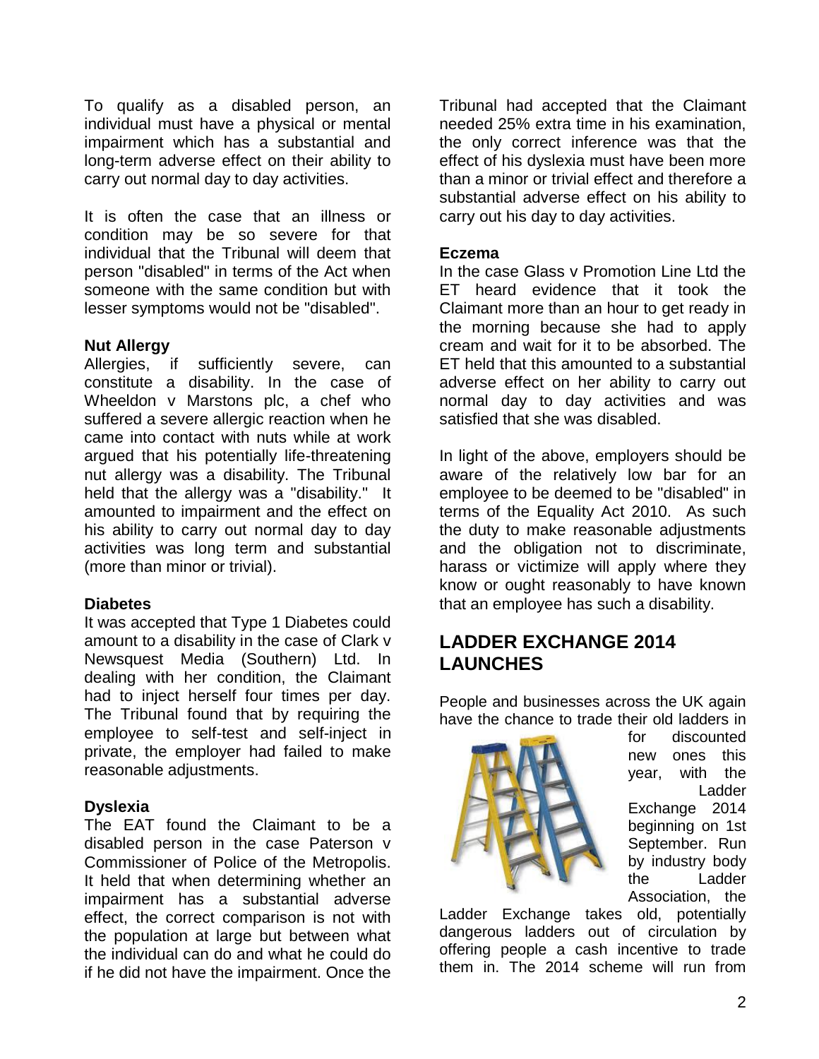To qualify as a disabled person, an individual must have a physical or mental impairment which has a substantial and long-term adverse effect on their ability to carry out normal day to day activities.

It is often the case that an illness or condition may be so severe for that individual that the Tribunal will deem that person "disabled" in terms of the Act when someone with the same condition but with lesser symptoms would not be "disabled".

**Nut Allergy**

Allergies, if sufficiently severe, can constitute a disability. In the case of Wheeldon v Marstons plc, a chef who suffered a severe allergic reaction when he came into contact with nuts while at work argued that his potentially life-threatening nut allergy was a disability. The Tribunal held that the allergy was a "disability." It amounted to impairment and the effect on his ability to carry out normal day to day activities was long term and substantial (more than minor or trivial).

**Diabetes**

It was accepted that Type 1 Diabetes could amount to a disability in the case of Clark v Newsquest Media (Southern) Ltd. In dealing with her condition, the Claimant had to inject herself four times per day. The Tribunal found that by requiring the employee to self-test and self-inject in private, the employer had failed to make reasonable adjustments.

**Dyslexia**

The EAT found the Claimant to be a disabled person in the case Paterson v Commissioner of Police of the Metropolis. It held that when determining whether an impairment has a substantial adverse effect, the correct comparison is not with the population at large but between what the individual can do and what he could do if he did not have the impairment. Once the Tribunal had accepted that the Claimant needed 25% extra time in his examination, the only correct inference was that the effect of his dyslexia must have been more than a minor or trivial effect and therefore a substantial adverse effect on his ability to carry out his day to day activities.

**Eczema**

In the case Glass v Promotion Line Ltd the ET heard evidence that it took the Claimant more than an hour to get ready in the morning because she had to apply cream and wait for it to be absorbed. The ET held that this amounted to a substantial adverse effect on her ability to carry out normal day to day activities and was satisfied that she was disabled.

In light of the above, employers should be aware of the relatively low bar for an employee to be deemed to be "disabled" in terms of the Equality Act 2010. As such the duty to make reasonable adjustments and the obligation not to discriminate, harass or victimize will apply where they know or ought reasonably to have known that an employee has such a disability.

## LADDER EXCHANGE 2014 LAUNCHES

People and businesses across the UK again have the chance to trade their old ladders in for discounted new ones this year, with the Ladder Exchange 2014 beginning on 1st September. Run by industry body the Ladder Association, the Ladder Exchange takes old, potentially dangerous ladders out of circulation by offering people a cash incentive to trade them in. The 2014 scheme will run from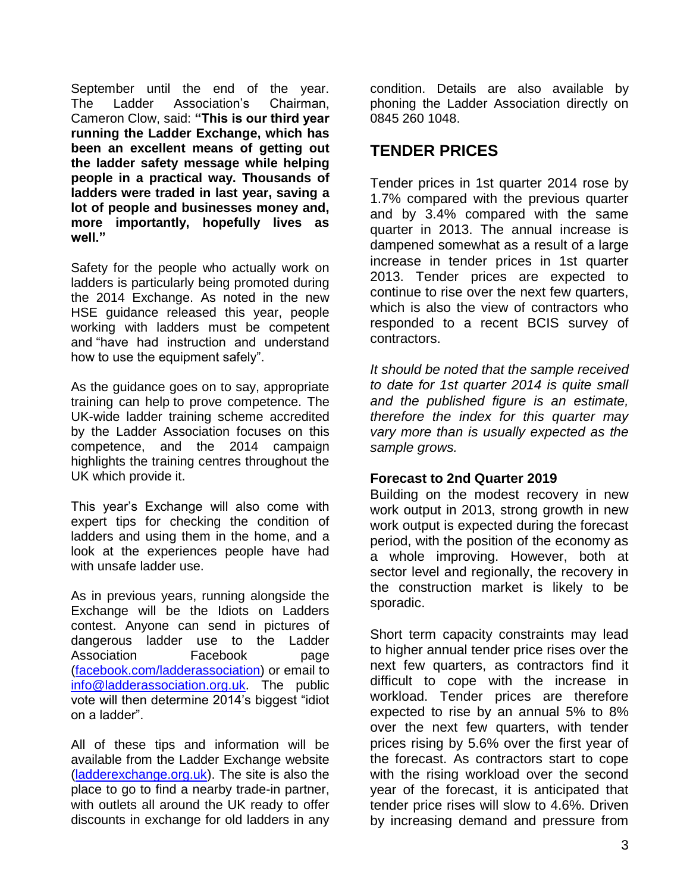September until the end of the year. The Ladder Association's Chairman, Cameron Clow, said: **"This is our third year running the Ladder Exchange, which has been an excellent means of getting out the ladder safety message while helping people in a practical way. Thousands of ladders were traded in last year, saving a lot of people and businesses money and, more importantly, hopefully lives as well."**

Safety for the people who actually work on ladders is particularly being promoted during the 2014 Exchange. As noted in the new HSE guidance released this year, people working with ladders must be competent and "have had instruction and understand how to use the equipment safely".

As the guidance goes on to say, appropriate training can help to prove competence. The UK-wide ladder training scheme accredited by the Ladder Association focuses on this competence, and the 2014 campaign highlights the training centres throughout the UK which provide it.

This year's Exchange will also come with expert tips for checking the condition of ladders and using them in the home, and a look at the experiences people have had with unsafe ladder use.

As in previous years, running alongside the Exchange will be the Idiots on Ladders contest. Anyone can send in pictures of dangerous ladder use to the Ladder Association Facebook page ([facebook.com/ladderassociation](facebook.com/ladderassociation)) or email to [info@ladderassociation.org.uk](mailto:info@ladderassociation.org.uk). The public vote will then determine 2014's biggest "idiot on a ladder".

All of these tips and information will be available from the Ladder Exchange website ([ladderexchange.org.uk](ladderexchange.org.uk)). The site is also the place to go to find a nearby trade-in partner, with outlets all around the UK ready to offer discounts in exchange for old ladders in any condition. Details are also available by phoning the Ladder Association directly on 0845 260 1048.

## TENDER PRICES

Tender prices in 1st quarter 2014 rose by 1.7% compared with the previous quarter and by 3.4% compared with the same quarter in 2013. The annual increase is dampened somewhat as a result of a large increase in tender prices in 1st quarter 2013. Tender prices are expected to continue to rise over the next few quarters, which is also the view of contractors who responded to a recent BCIS survey of contractors.

*It should be noted that the sample received to date for 1st quarter 2014 is quite small and the published figure is an estimate, therefore the index for this quarter may vary more than is usually expected as the sample grows.*

### Forecast to 2nd Quarter 2019

Building on the modest recovery in new work output in 2013, strong growth in new work output is expected during the forecast period, with the position of the economy as a whole improving. However, both at sector level and regionally, the recovery in the construction market is likely to be sporadic.

Short term capacity constraints may lead to higher annual tender price rises over the next few quarters, as contractors find it difficult to cope with the increase in workload. Tender prices are therefore expected to rise by an annual 5% to 8% over the next few quarters, with tender prices rising by 5.6% over the first year of the forecast. As contractors start to cope with the rising workload over the second year of the forecast, it is anticipated that tender price rises will slow to 4.6%. Driven by increasing demand and pressure from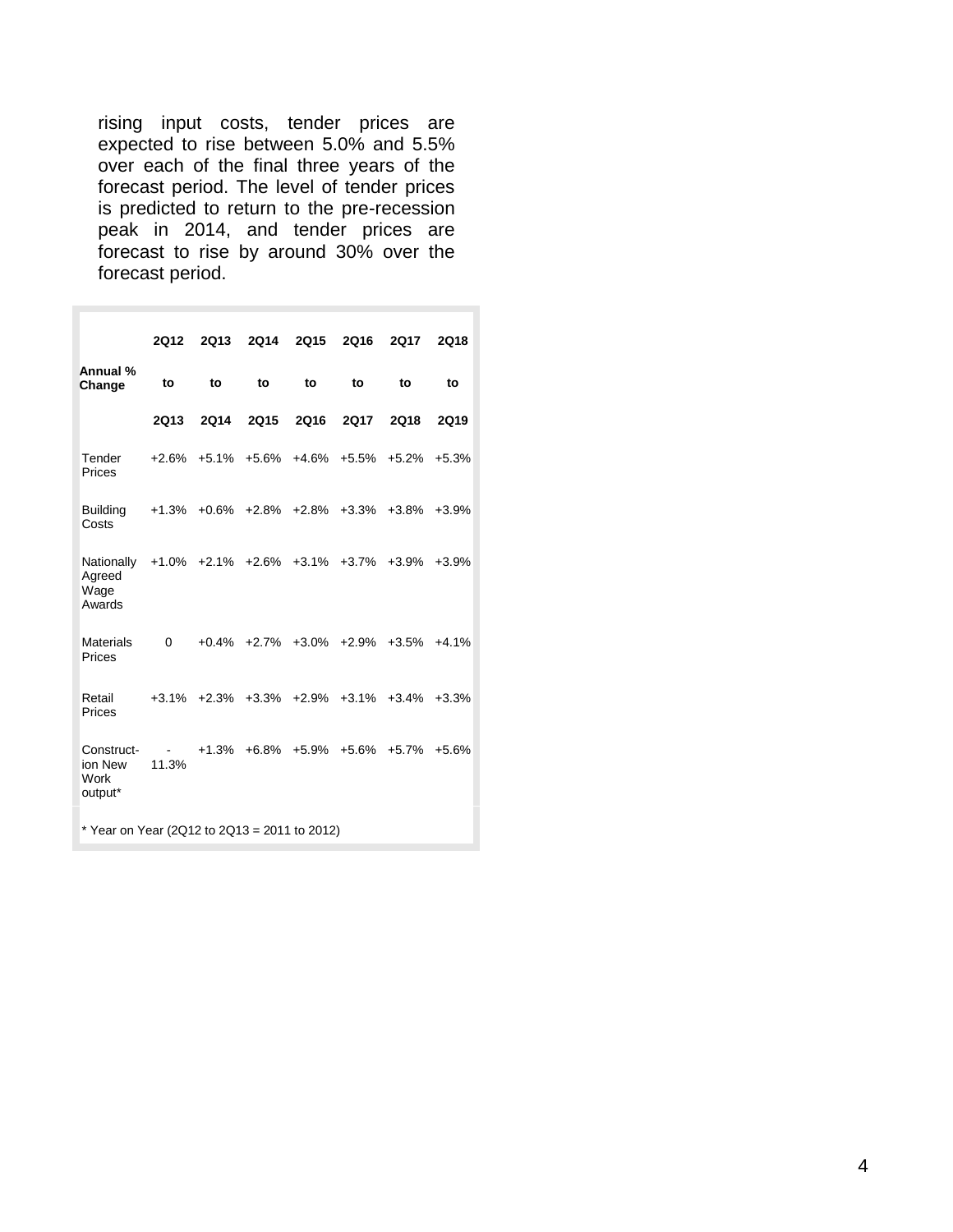rising input costs, tender prices are expected to rise between 5.0% and 5.5% over each of the final three years of the forecast period. The level of tender prices is predicted to return to the pre-recession peak in 2014, and tender prices are forecast to rise by around 30% over the forecast period.

| Annual % Change | 2Q12 to 2Q13 | 2Q13 to 2Q14 | 2Q14 to 2Q15 | 2Q15 to 2Q16 | 2Q16 to 2Q17 | 2Q17 to 2Q18 | 2Q18 to 2Q19 |
|---|---|---|---|---|---|---|---|
| Tender Prices | +2.6% | +5.1% | +5.6% | +4.6% | +5.5% | +5.2% | +5.3% |
| Building Costs | +1.3% | +0.6% | +2.8% | +2.8% | +3.3% | +3.8% | +3.9% |
| Nationally Agreed Wage Awards | +1.0% | +2.1% | +2.6% | +3.1% | +3.7% | +3.9% | +3.9% |
| Materials Prices | 0 | +0.4% | +2.7% | +3.0% | +2.9% | +3.5% | +4.1% |
| Retail Prices | +3.1% | +2.3% | +3.3% | +2.9% | +3.1% | +3.4% | +3.3% |
| Construction New Work output* | -11.3% | +1.3% | +6.8% | +5.9% | +5.6% | +5.7% | +5.6% |

* Year on Year (2Q12 to 2Q13 = 2011 to 2012)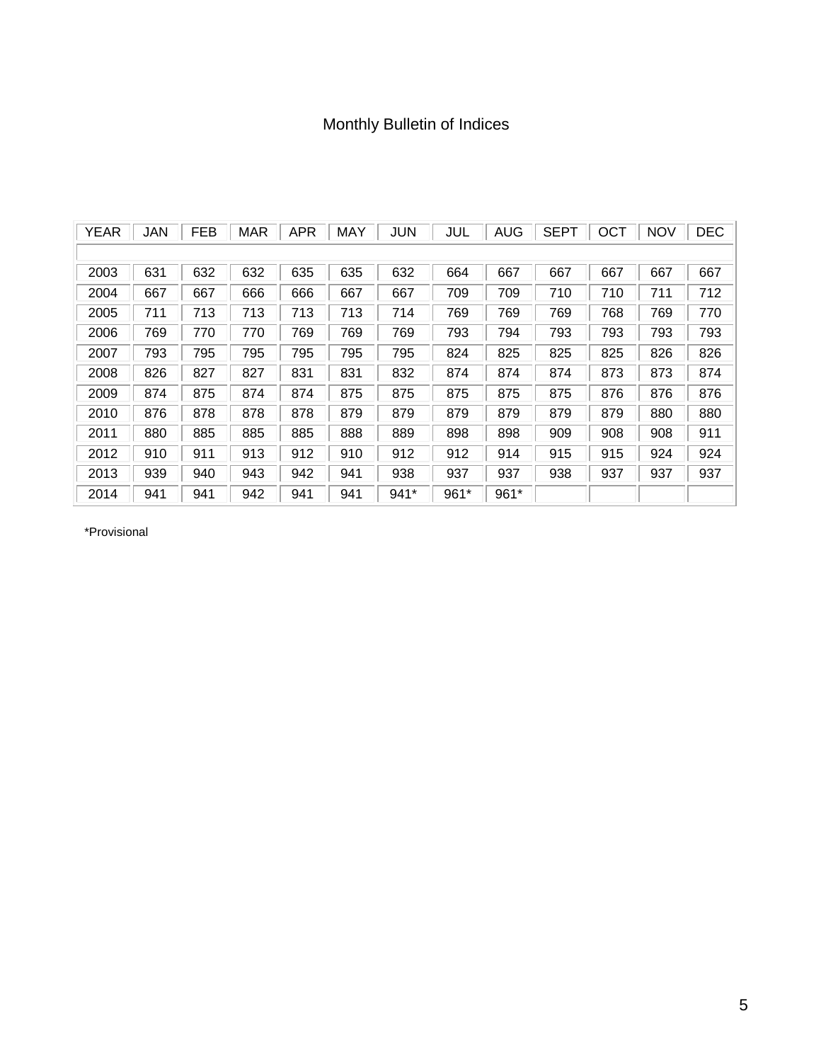Monthly Bulletin of Indices

| YEAR | JAN | FEB | MAR | APR | MAY | JUN | JUL | AUG | SEPT | OCT | NOV | DEC |
|---|---|---|---|---|---|---|---|---|---|---|---|---|
| 2003 | 631 | 632 | 632 | 635 | 635 | 632 | 664 | 667 | 667 | 667 | 667 | 667 |
| 2004 | 667 | 667 | 666 | 666 | 667 | 667 | 709 | 709 | 710 | 710 | 711 | 712 |
| 2005 | 711 | 713 | 713 | 713 | 713 | 714 | 769 | 769 | 769 | 768 | 769 | 770 |
| 2006 | 769 | 770 | 770 | 769 | 769 | 769 | 793 | 794 | 793 | 793 | 793 | 793 |
| 2007 | 793 | 795 | 795 | 795 | 795 | 795 | 824 | 825 | 825 | 825 | 826 | 826 |
| 2008 | 826 | 827 | 827 | 831 | 831 | 832 | 874 | 874 | 874 | 873 | 873 | 874 |
| 2009 | 874 | 875 | 874 | 874 | 875 | 875 | 875 | 875 | 875 | 876 | 876 | 876 |
| 2010 | 876 | 878 | 878 | 878 | 879 | 879 | 879 | 879 | 879 | 879 | 880 | 880 |
| 2011 | 880 | 885 | 885 | 885 | 888 | 889 | 898 | 898 | 909 | 908 | 908 | 911 |
| 2012 | 910 | 911 | 913 | 912 | 910 | 912 | 912 | 914 | 915 | 915 | 924 | 924 |
| 2013 | 939 | 940 | 943 | 942 | 941 | 938 | 937 | 937 | 938 | 937 | 937 | 937 |
| 2014 | 941 | 941 | 942 | 941 | 941 | 941* | 961* | 961* | | | | |

*Provisional